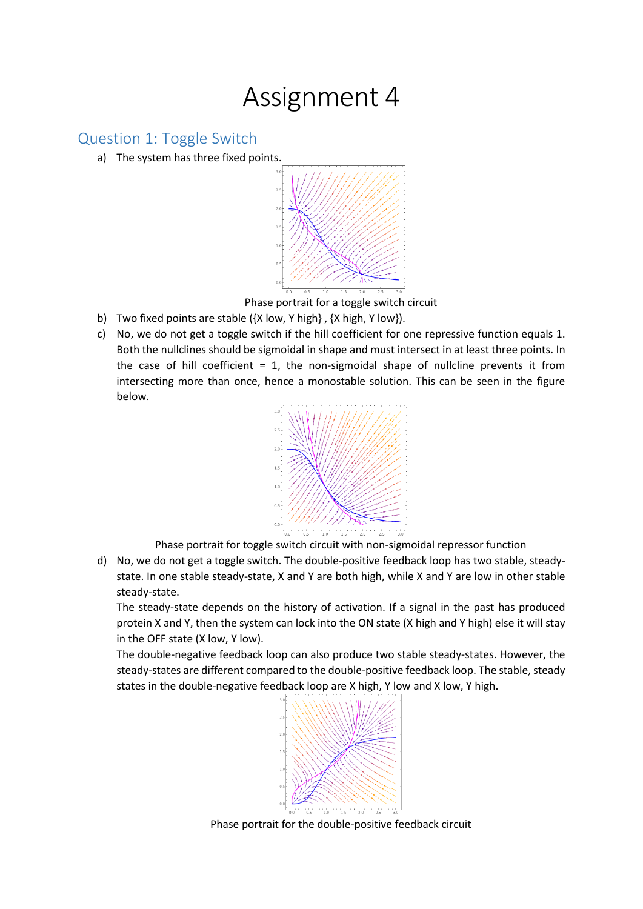# Assignment 4

## Question 1: Toggle Switch

a) The system has three fixed points.

Phase portrait for a toggle switch circuit

b) Two fixed points are stable ({X low, Y high} , {X high, Y low}).

c) No, we do not get a toggle switch if the hill coefficient for one repressive function equals 1. Both the nullclines should be sigmoidal in shape and must intersect in at least three points. In the case of hill coefficient = 1, the non-sigmoidal shape of nullcline prevents it from intersecting more than once, hence a monostable solution. This can be seen in the figure below.

Phase portrait for toggle switch circuit with non-sigmoidal repressor function

d) No, we do not get a toggle switch. The double-positive feedback loop has two stable, steady-state. In one stable steady-state, X and Y are both high, while X and Y are low in other stable steady-state.

The steady-state depends on the history of activation. If a signal in the past has produced protein X and Y, then the system can lock into the ON state (X high and Y high) else it will stay in the OFF state (X low, Y low).

The double-negative feedback loop can also produce two stable steady-states. However, the steady-states are different compared to the double-positive feedback loop. The stable, steady states in the double-negative feedback loop are X high, Y low and X low, Y high.

Phase portrait for the double-positive feedback circuit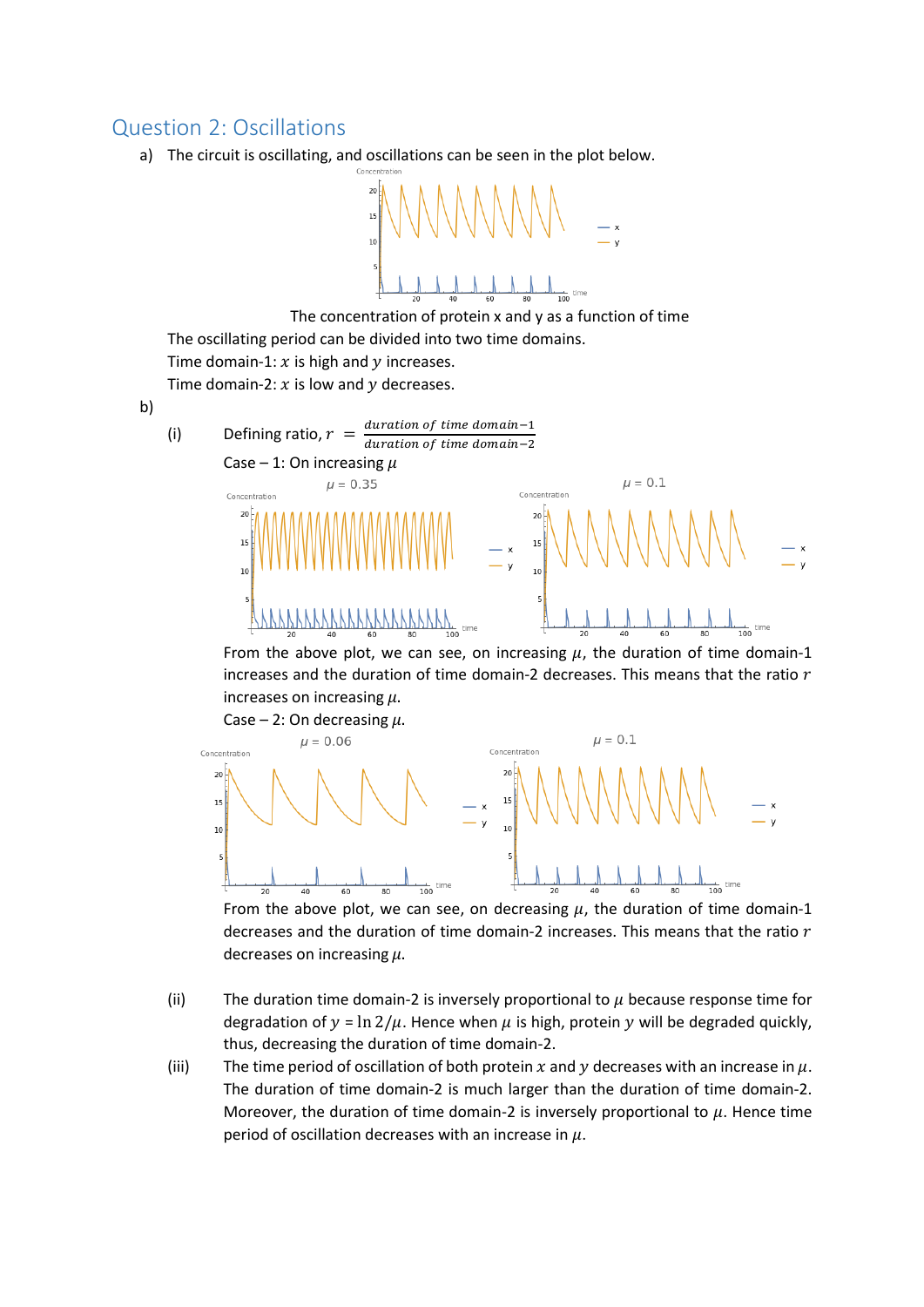## Question 2: Oscillations

a) The circuit is oscillating, and oscillations can be seen in the plot below.

The concentration of protein x and y as a function of time

The oscillating period can be divided into two time domains.

Time domain-1: $x$ is high and $y$ increases.

Time domain-2: $x$ is low and $y$ decreases.

b)

(i) Defining ratio, $r = \frac{duration\ of\ time\ domain-1}{duration\ of\ time\ domain-2}$

Case – 1: On increasing $\mu$

From the above plot, we can see, on increasing $\mu$, the duration of time domain-1 increases and the duration of time domain-2 decreases. This means that the ratio $r$ increases on increasing $\mu$.

Case – 2: On decreasing $\mu$.

From the above plot, we can see, on decreasing $\mu$, the duration of time domain-1 decreases and the duration of time domain-2 increases. This means that the ratio $r$ decreases on increasing $\mu$.

(ii) The duration time domain-2 is inversely proportional to $\mu$ because response time for degradation of $y$ = $\ln 2/\mu$. Hence when $\mu$ is high, protein $y$ will be degraded quickly, thus, decreasing the duration of time domain-2.

(iii) The time period of oscillation of both protein $x$ and $y$ decreases with an increase in $\mu$. The duration of time domain-2 is much larger than the duration of time domain-2. Moreover, the duration of time domain-2 is inversely proportional to $\mu$. Hence time period of oscillation decreases with an increase in $\mu$.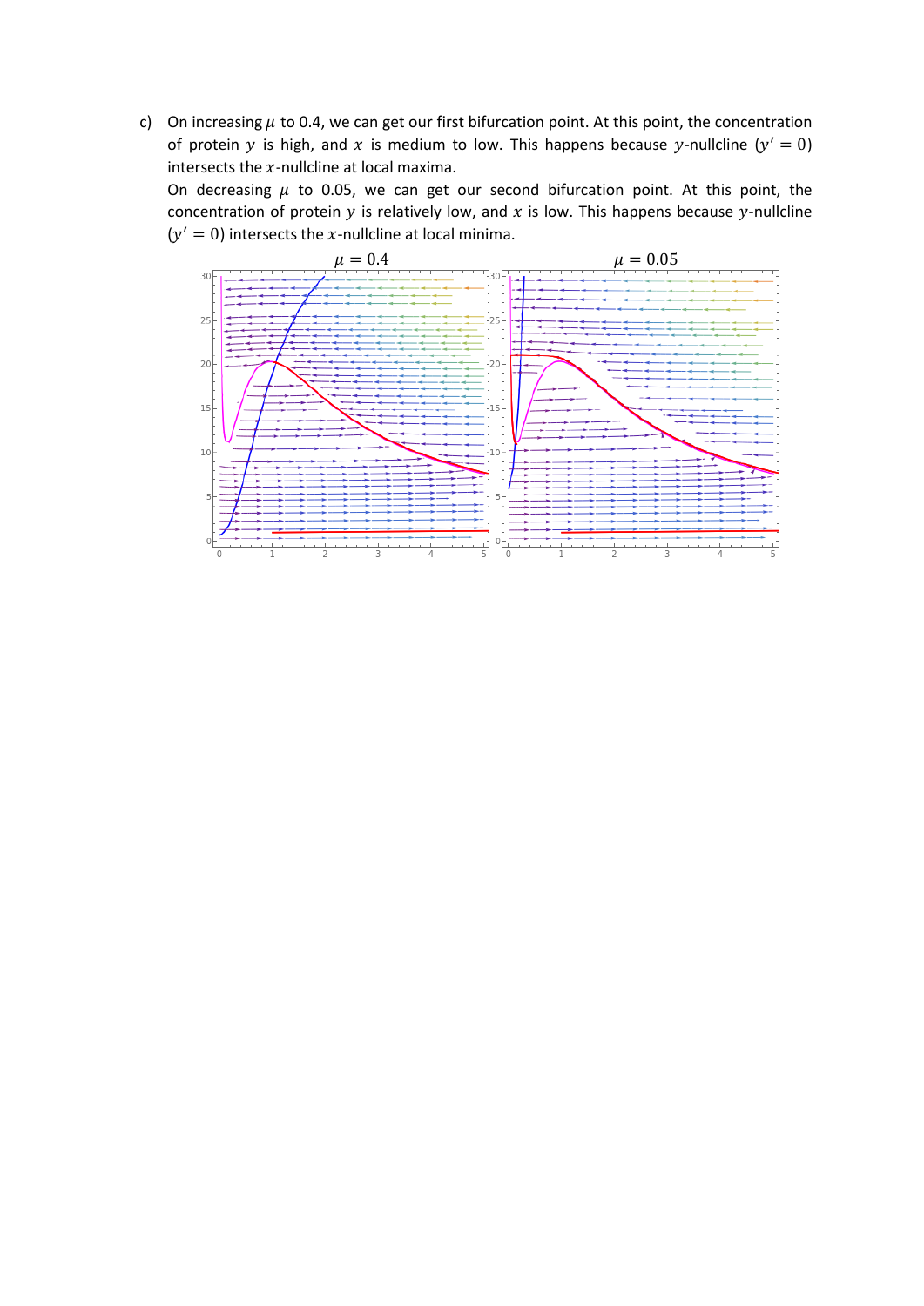c) On increasing $\mu$ to 0.4, we can get our first bifurcation point. At this point, the concentration of protein $y$ is high, and $x$ is medium to low. This happens because $y$-nullcline ($y' = 0$) intersects the $x$-nullcline at local maxima.

   On decreasing $\mu$ to 0.05, we can get our second bifurcation point. At this point, the concentration of protein $y$ is relatively low, and $x$ is low. This happens because $y$-nullcline ($y' = 0$) intersects the $x$-nullcline at local minima.

$\mu = 0.4$

30
25
20
15
10
5
0
0 1 2 3 4 5

$\mu = 0.05$

30
25
20
15
10
5
0
0 1 2 3 4 5